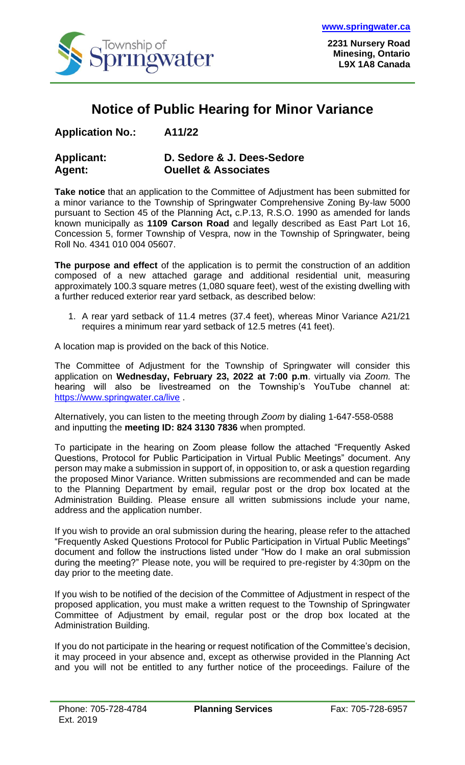Township of Springwater

www.springwater.ca

**2231 Nursery Road**
**Minesing, Ontario**
**L9X 1A8 Canada**

# Notice of Public Hearing for Minor Variance

**Application No.:** **A11/22**

**Applicant:** **D. Sedore & J. Dees-Sedore**
**Agent:** **Ouellet & Associates**

**Take notice** that an application to the Committee of Adjustment has been submitted for a minor variance to the Township of Springwater Comprehensive Zoning By-law 5000 pursuant to Section 45 of the Planning Act**,** c.P.13, R.S.O. 1990 as amended for lands known municipally as **1109 Carson Road** and legally described as East Part Lot 16, Concession 5, former Township of Vespra, now in the Township of Springwater, being Roll No. 4341 010 004 05607.

**The purpose and effect** of the application is to permit the construction of an addition composed of a new attached garage and additional residential unit, measuring approximately 100.3 square metres (1,080 square feet), west of the existing dwelling with a further reduced exterior rear yard setback, as described below:

1. A rear yard setback of 11.4 metres (37.4 feet), whereas Minor Variance A21/21 requires a minimum rear yard setback of 12.5 metres (41 feet).

A location map is provided on the back of this Notice.

The Committee of Adjustment for the Township of Springwater will consider this application on **Wednesday, February 23, 2022 at 7:00 p.m**. virtually via *Zoom.* The hearing will also be livestreamed on the Township's YouTube channel at: https://www.springwater.ca/live .

Alternatively, you can listen to the meeting through *Zoom* by dialing 1-647-558-0588 and inputting the **meeting ID: 824 3130 7836** when prompted.

To participate in the hearing on Zoom please follow the attached "Frequently Asked Questions, Protocol for Public Participation in Virtual Public Meetings" document. Any person may make a submission in support of, in opposition to, or ask a question regarding the proposed Minor Variance. Written submissions are recommended and can be made to the Planning Department by email, regular post or the drop box located at the Administration Building. Please ensure all written submissions include your name, address and the application number.

If you wish to provide an oral submission during the hearing, please refer to the attached "Frequently Asked Questions Protocol for Public Participation in Virtual Public Meetings" document and follow the instructions listed under "How do I make an oral submission during the meeting?" Please note, you will be required to pre-register by 4:30pm on the day prior to the meeting date.

If you wish to be notified of the decision of the Committee of Adjustment in respect of the proposed application, you must make a written request to the Township of Springwater Committee of Adjustment by email, regular post or the drop box located at the Administration Building.

If you do not participate in the hearing or request notification of the Committee's decision, it may proceed in your absence and, except as otherwise provided in the Planning Act and you will not be entitled to any further notice of the proceedings. Failure of the

Phone: 705-728-4784 Ext. 2019 | **Planning Services** | Fax: 705-728-6957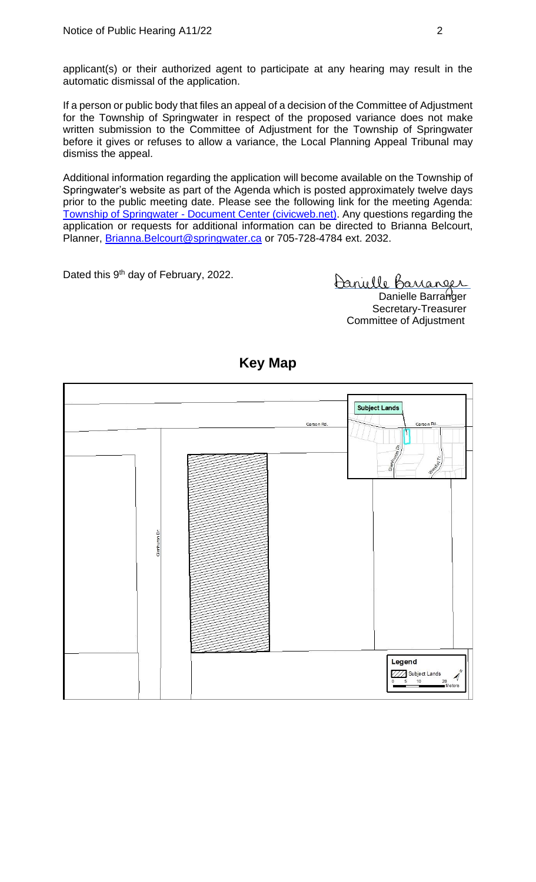applicant(s) or their authorized agent to participate at any hearing may result in the automatic dismissal of the application.

If a person or public body that files an appeal of a decision of the Committee of Adjustment for the Township of Springwater in respect of the proposed variance does not make written submission to the Committee of Adjustment for the Township of Springwater before it gives or refuses to allow a variance, the Local Planning Appeal Tribunal may dismiss the appeal.

Additional information regarding the application will become available on the Township of Springwater's website as part of the Agenda which is posted approximately twelve days prior to the public meeting date. Please see the following link for the meeting Agenda: [Township of Springwater - Document Center (civicweb.net)](). Any questions regarding the application or requests for additional information can be directed to Brianna Belcourt, Planner, [Brianna.Belcourt@springwater.ca](mailto:Brianna.Belcourt@springwater.ca) or 705-728-4784 ext. 2032.

Dated this 9th day of February, 2022.

Danielle Barranger
Secretary-Treasurer
Committee of Adjustment

## Key Map

Subject Lands

Carson Rd.

Glenhuron Dr.

Wendys Tr.

Legend

Subject Lands

0 5 10 20 Meters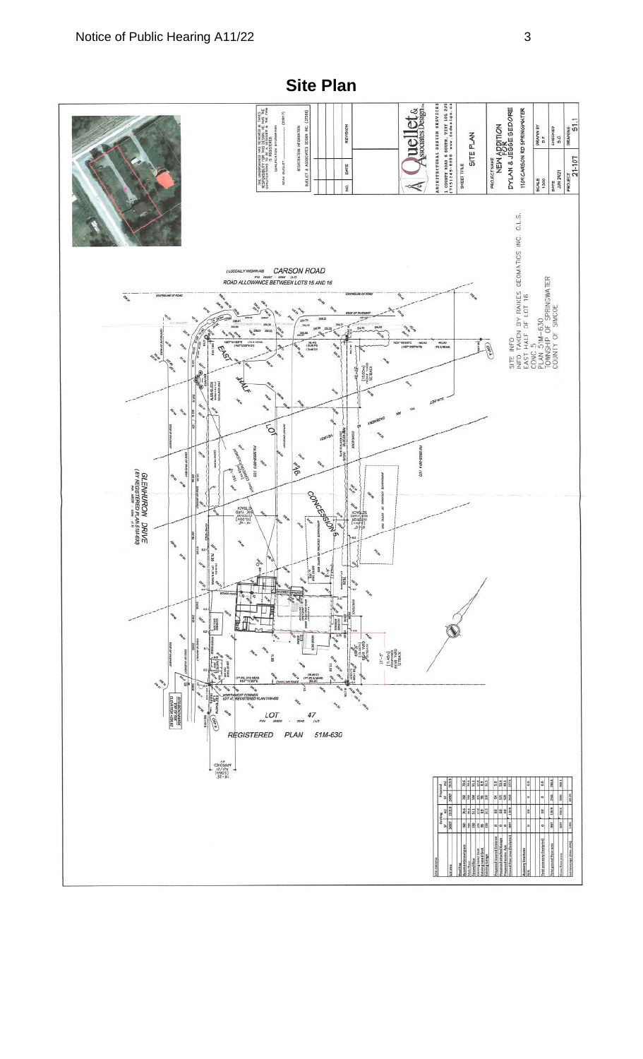# Site Plan

(LOCALLY KNOWN AS) CARSON ROAD

ROAD ALLOWANCE BETWEEN LOTS 15 AND 16

GLENHURON DRIVE (BY REGISTERED PLAN 51M-630)

EAST HALF

LOT 16

CONCESSION 5

LOT 47

REGISTERED PLAN 51M-630

SITE INFO
INFO TAKEN BY RAIKES GEOMATICS INC. O.L.S.
EAST HALF OF LOT 16
CONC 5
PLAN 51M-630
TOWNSHIP OF SPRINGWATER
COUNTY OF SIMCOE

Ouellet & Associates Design Inc.
ARCHITECTURAL DESIGN SERVICES

SHEET TITLE: SITE PLAN

PROJECT NAME: NEW ADDITION FOR DYLAN & JESSE GEDORE
1106 CARSON RD SPRINGWATER

SCALE: 1:500
DRAWN BY: D.F.
CHECKED: S.G.
DATE: JAN 2021
PROJECT: 21-107
DRAWING: S1.1